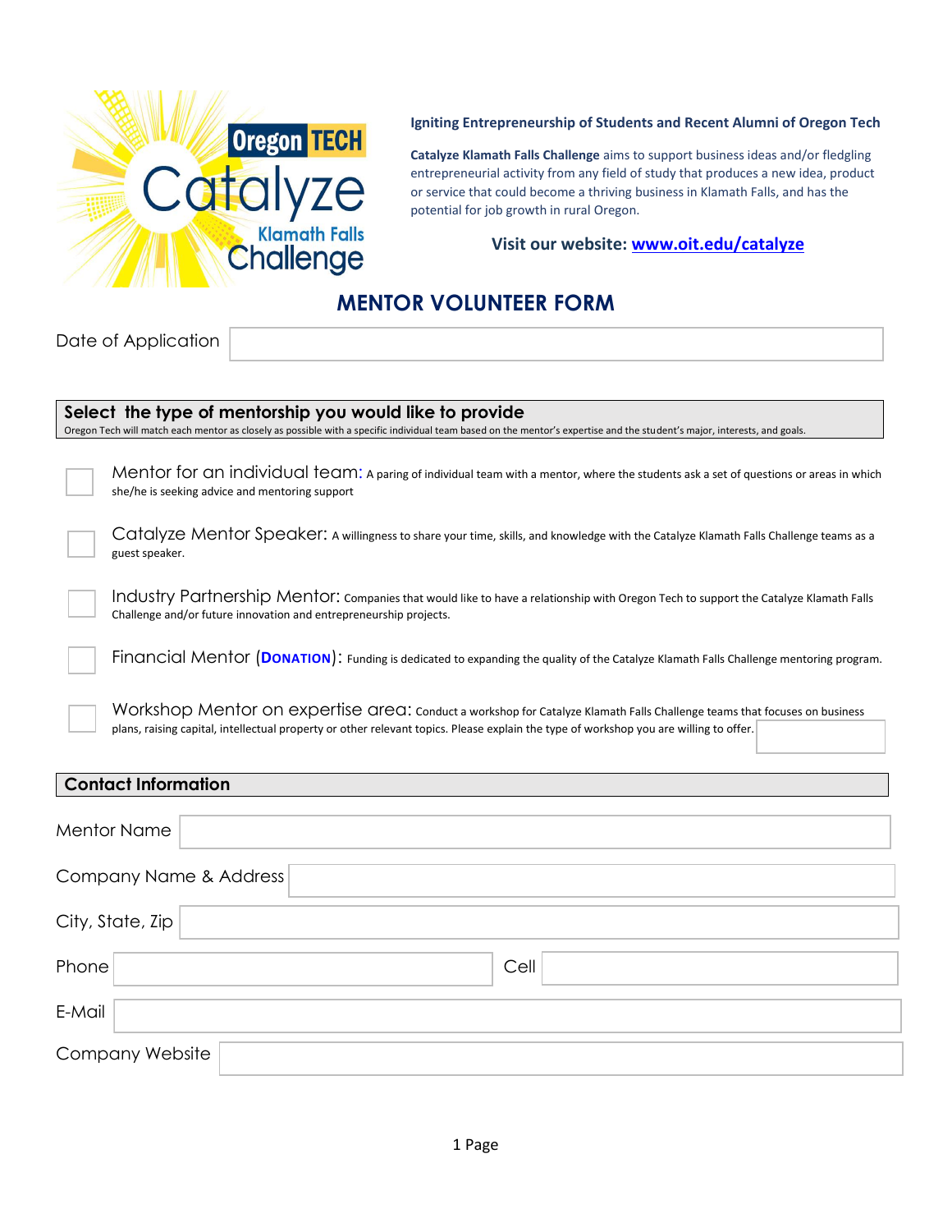Oregon TECH

Catalyze Klamath Falls Challenge

**Igniting Entrepreneurship of Students and Recent Alumni of Oregon Tech**

**Catalyze Klamath Falls Challenge** aims to support business ideas and/or fledgling entrepreneurial activity from any field of study that produces a new idea, product or service that could become a thriving business in Klamath Falls, and has the potential for job growth in rural Oregon.

**Visit our website: [www.oit.edu/catalyze](http://www.oit.edu/catalyze)**

# MENTOR VOLUNTEER FORM

Date of Application ____________________

## Select the type of mentorship you would like to provide

Oregon Tech will match each mentor as closely as possible with a specific individual team based on the mentor's expertise and the student's major, interests, and goals.

- ☐ Mentor for an individual team: A paring of individual team with a mentor, where the students ask a set of questions or areas in which she/he is seeking advice and mentoring support
- ☐ Catalyze Mentor Speaker: A willingness to share your time, skills, and knowledge with the Catalyze Klamath Falls Challenge teams as a guest speaker.
- ☐ Industry Partnership Mentor: Companies that would like to have a relationship with Oregon Tech to support the Catalyze Klamath Falls Challenge and/or future innovation and entrepreneurship projects.
- ☐ Financial Mentor (**DONATION**): Funding is dedicated to expanding the quality of the Catalyze Klamath Falls Challenge mentoring program.
- ☐ Workshop Mentor on expertise area: Conduct a workshop for Catalyze Klamath Falls Challenge teams that focuses on business plans, raising capital, intellectual property or other relevant topics. Please explain the type of workshop you are willing to offer. ____________________

## Contact Information

Mentor Name ____________________

Company Name & Address ____________________

City, State, Zip ____________________

Phone ____________________ Cell ____________________

E-Mail ____________________

Company Website ____________________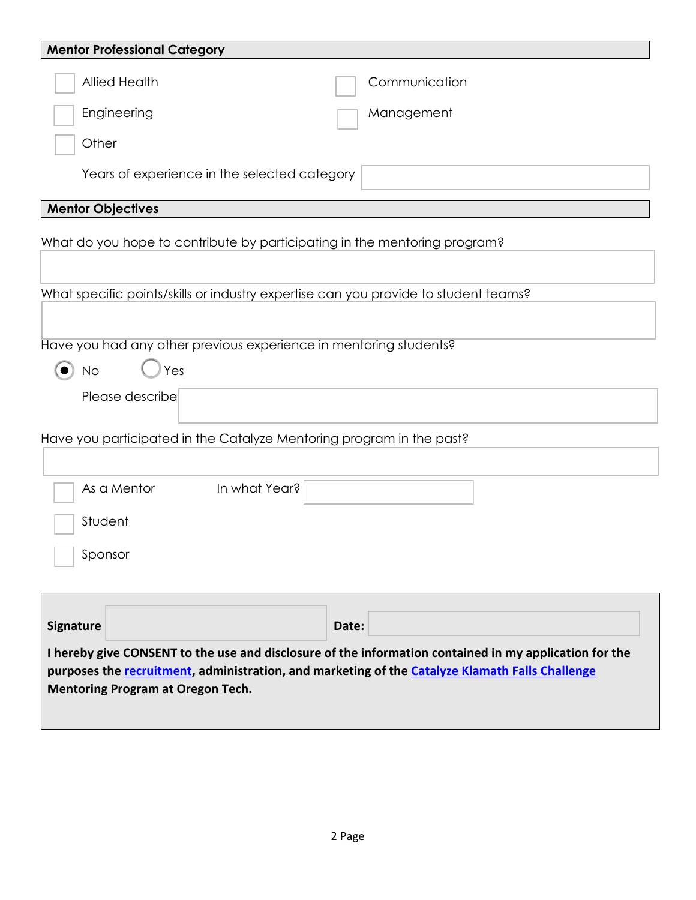## Mentor Professional Category

- [ ] Allied Health
- [ ] Communication
- [ ] Engineering
- [ ] Management
- [ ] Other

Years of experience in the selected category

## Mentor Objectives

What do you hope to contribute by participating in the mentoring program?

What specific points/skills or industry expertise can you provide to student teams?

Have you had any other previous experience in mentoring students?

(●) No ( ) Yes

Please describe

Have you participated in the Catalyze Mentoring program in the past?

- [ ] As a Mentor In what Year?
- [ ] Student
- [ ] Sponsor

**Signature** **Date:**

**I hereby give CONSENT to the use and disclosure of the information contained in my application for the purposes the [recruitment], administration, and marketing of the [Catalyze Klamath Falls Challenge] Mentoring Program at Oregon Tech.**